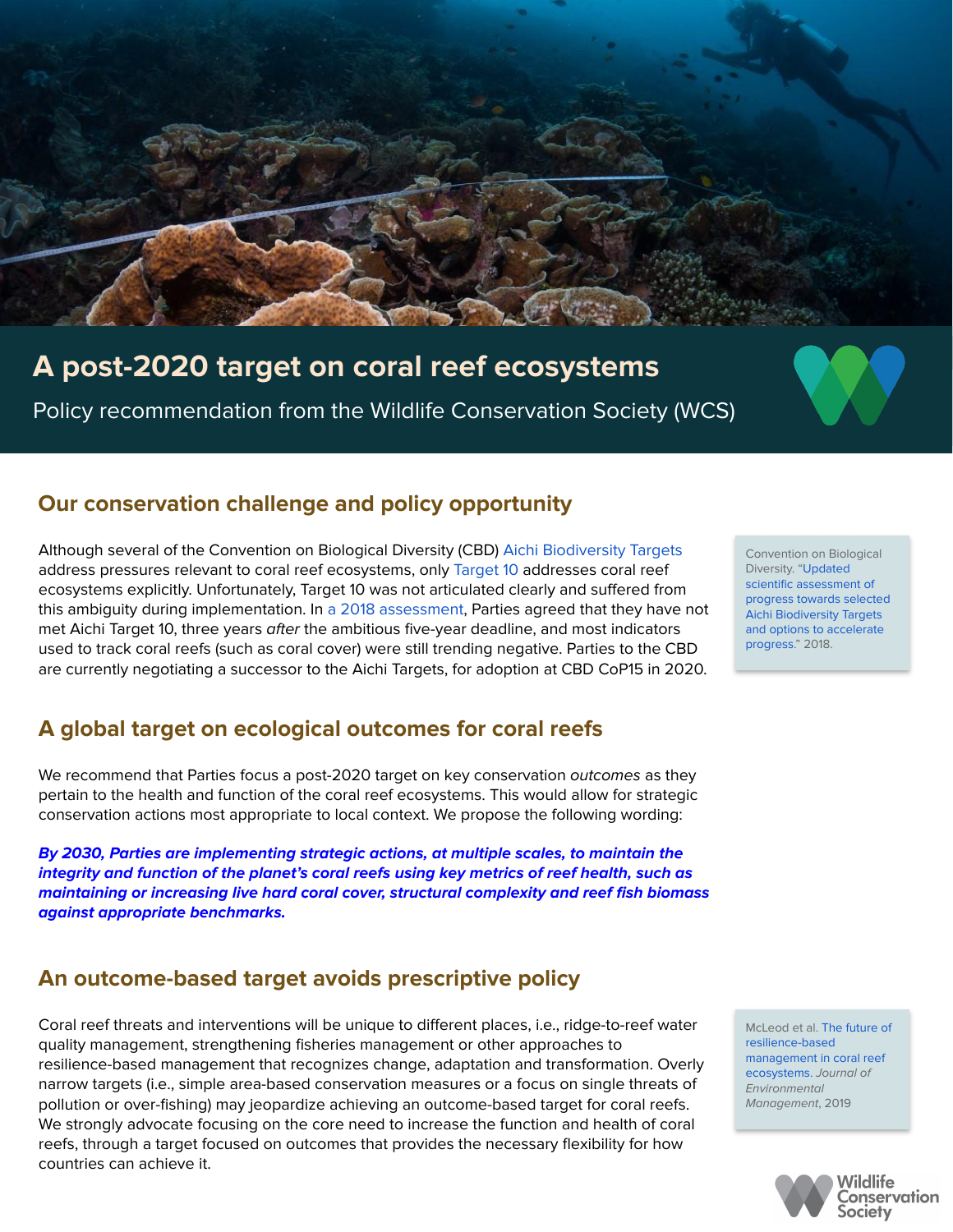# A post-2020 target on coral reef ecosystems

Policy recommendation from the Wildlife Conservation Society (WCS)

## Our conservation challenge and policy opportunity

Although several of the Convention on Biological Diversity (CBD) Aichi Biodiversity Targets address pressures relevant to coral reef ecosystems, only Target 10 addresses coral reef ecosystems explicitly. Unfortunately, Target 10 was not articulated clearly and suffered from this ambiguity during implementation. In a 2018 assessment, Parties agreed that they have not met Aichi Target 10, three years *after* the ambitious five-year deadline, and most indicators used to track coral reefs (such as coral cover) were still trending negative. Parties to the CBD are currently negotiating a successor to the Aichi Targets, for adoption at CBD CoP15 in 2020.

> Convention on Biological Diversity. "Updated scientific assessment of progress towards selected Aichi Biodiversity Targets and options to accelerate progress." 2018.

## A global target on ecological outcomes for coral reefs

We recommend that Parties focus a post-2020 target on key conservation *outcomes* as they pertain to the health and function of the coral reef ecosystems. This would allow for strategic conservation actions most appropriate to local context. We propose the following wording:

***By 2030, Parties are implementing strategic actions, at multiple scales, to maintain the integrity and function of the planet's coral reefs using key metrics of reef health, such as maintaining or increasing live hard coral cover, structural complexity and reef fish biomass against appropriate benchmarks.***

## An outcome-based target avoids prescriptive policy

Coral reef threats and interventions will be unique to different places, i.e., ridge-to-reef water quality management, strengthening fisheries management or other approaches to resilience-based management that recognizes change, adaptation and transformation. Overly narrow targets (i.e., simple area-based conservation measures or a focus on single threats of pollution or over-fishing) may jeopardize achieving an outcome-based target for coral reefs. We strongly advocate focusing on the core need to increase the function and health of coral reefs, through a target focused on outcomes that provides the necessary flexibility for how countries can achieve it.

> McLeod et al. The future of resilience-based management in coral reef ecosystems. *Journal of Environmental Management*, 2019

Wildlife Conservation Society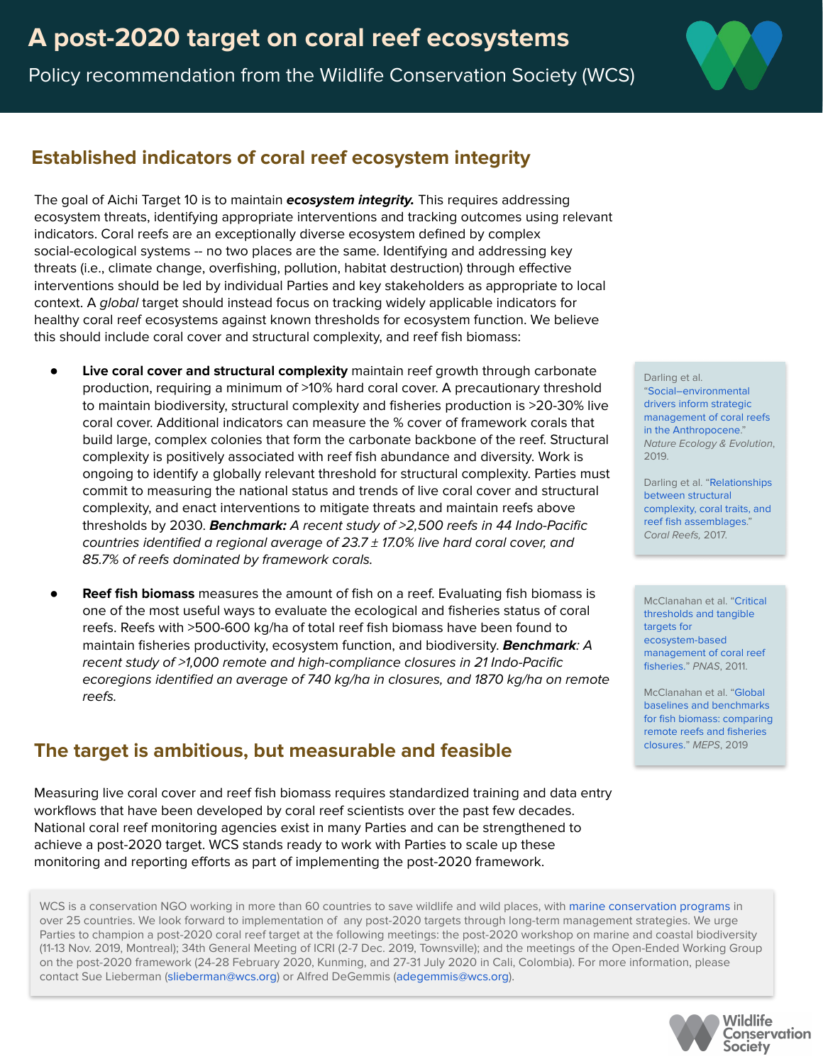# A post-2020 target on coral reef ecosystems

Policy recommendation from the Wildlife Conservation Society (WCS)

## Established indicators of coral reef ecosystem integrity

The goal of Aichi Target 10 is to maintain ***ecosystem integrity.*** This requires addressing ecosystem threats, identifying appropriate interventions and tracking outcomes using relevant indicators. Coral reefs are an exceptionally diverse ecosystem defined by complex social-ecological systems -- no two places are the same. Identifying and addressing key threats (i.e., climate change, overfishing, pollution, habitat destruction) through effective interventions should be led by individual Parties and key stakeholders as appropriate to local context. A *global* target should instead focus on tracking widely applicable indicators for healthy coral reef ecosystems against known thresholds for ecosystem function. We believe this should include coral cover and structural complexity, and reef fish biomass:

- **Live coral cover and structural complexity** maintain reef growth through carbonate production, requiring a minimum of >10% hard coral cover. A precautionary threshold to maintain biodiversity, structural complexity and fisheries production is >20-30% live coral cover. Additional indicators can measure the % cover of framework corals that build large, complex colonies that form the carbonate backbone of the reef. Structural complexity is positively associated with reef fish abundance and diversity. Work is ongoing to identify a globally relevant threshold for structural complexity. Parties must commit to measuring the national status and trends of live coral cover and structural complexity, and enact interventions to mitigate threats and maintain reefs above thresholds by 2030. ***Benchmark:*** *A recent study of >2,500 reefs in 44 Indo-Pacific countries identified a regional average of 23.7 ± 17.0% live hard coral cover, and 85.7% of reefs dominated by framework corals.*

- **Reef fish biomass** measures the amount of fish on a reef. Evaluating fish biomass is one of the most useful ways to evaluate the ecological and fisheries status of coral reefs. Reefs with >500-600 kg/ha of total reef fish biomass have been found to maintain fisheries productivity, ecosystem function, and biodiversity. ***Benchmark****: A recent study of >1,000 remote and high-compliance closures in 21 Indo-Pacific ecoregions identified an average of 740 kg/ha in closures, and 1870 kg/ha on remote reefs.*

Darling et al. "Social–environmental drivers inform strategic management of coral reefs in the Anthropocene." *Nature Ecology & Evolution*, 2019.

Darling et al. "Relationships between structural complexity, coral traits, and reef fish assemblages." *Coral Reefs*, 2017.

McClanahan et al. "Critical thresholds and tangible targets for ecosystem-based management of coral reef fisheries." *PNAS*, 2011.

McClanahan et al. "Global baselines and benchmarks for fish biomass: comparing remote reefs and fisheries closures." *MEPS*, 2019

## The target is ambitious, but measurable and feasible

Measuring live coral cover and reef fish biomass requires standardized training and data entry workflows that have been developed by coral reef scientists over the past few decades. National coral reef monitoring agencies exist in many Parties and can be strengthened to achieve a post-2020 target. WCS stands ready to work with Parties to scale up these monitoring and reporting efforts as part of implementing the post-2020 framework.

WCS is a conservation NGO working in more than 60 countries to save wildlife and wild places, with marine conservation programs in over 25 countries. We look forward to implementation of any post-2020 targets through long-term management strategies. We urge Parties to champion a post-2020 coral reef target at the following meetings: the post-2020 workshop on marine and coastal biodiversity (11-13 Nov. 2019, Montreal); 34th General Meeting of ICRI (2-7 Dec. 2019, Townsville); and the meetings of the Open-Ended Working Group on the post-2020 framework (24-28 February 2020, Kunming, and 27-31 July 2020 in Cali, Colombia). For more information, please contact Sue Lieberman (slieberman@wcs.org) or Alfred DeGemmis (adegemmis@wcs.org).

Wildlife Conservation Society